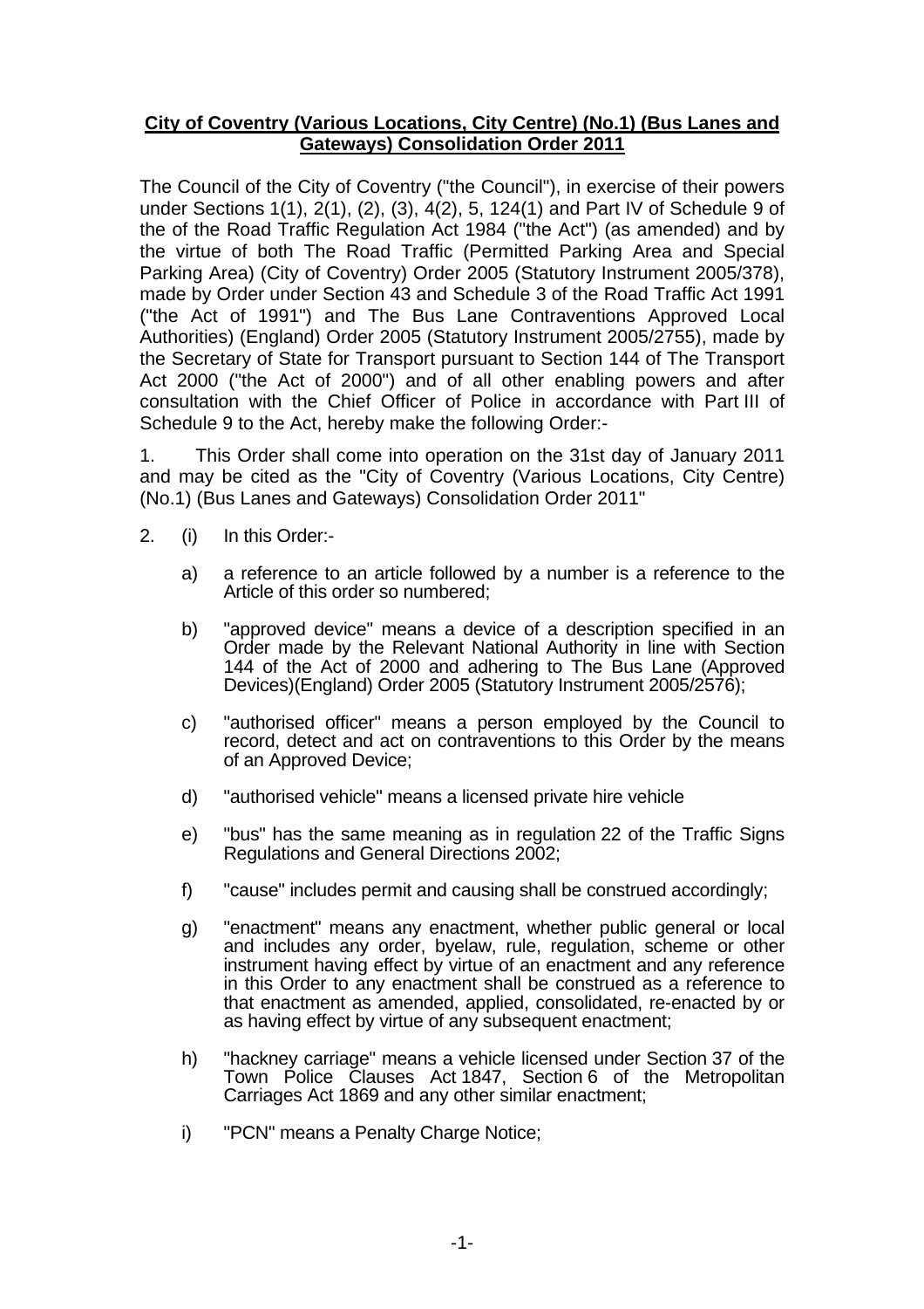**City of Coventry (Various Locations, City Centre) (No.1) (Bus Lanes and Gateways) Consolidation Order 2011**

The Council of the City of Coventry ("the Council"), in exercise of their powers under Sections 1(1), 2(1), (2), (3), 4(2), 5, 124(1) and Part IV of Schedule 9 of the of the Road Traffic Regulation Act 1984 ("the Act") (as amended) and by the virtue of both The Road Traffic (Permitted Parking Area and Special Parking Area) (City of Coventry) Order 2005 (Statutory Instrument 2005/378), made by Order under Section 43 and Schedule 3 of the Road Traffic Act 1991 ("the Act of 1991") and The Bus Lane Contraventions Approved Local Authorities) (England) Order 2005 (Statutory Instrument 2005/2755), made by the Secretary of State for Transport pursuant to Section 144 of The Transport Act 2000 ("the Act of 2000") and of all other enabling powers and after consultation with the Chief Officer of Police in accordance with Part III of Schedule 9 to the Act, hereby make the following Order:-

1. This Order shall come into operation on the 31st day of January 2011 and may be cited as the "City of Coventry (Various Locations, City Centre) (No.1) (Bus Lanes and Gateways) Consolidation Order 2011"

2. (i) In this Order:-

   a) a reference to an article followed by a number is a reference to the Article of this order so numbered;

   b) "approved device" means a device of a description specified in an Order made by the Relevant National Authority in line with Section 144 of the Act of 2000 and adhering to The Bus Lane (Approved Devices)(England) Order 2005 (Statutory Instrument 2005/2576);

   c) "authorised officer" means a person employed by the Council to record, detect and act on contraventions to this Order by the means of an Approved Device;

   d) "authorised vehicle" means a licensed private hire vehicle

   e) "bus" has the same meaning as in regulation 22 of the Traffic Signs Regulations and General Directions 2002;

   f) "cause" includes permit and causing shall be construed accordingly;

   g) "enactment" means any enactment, whether public general or local and includes any order, byelaw, rule, regulation, scheme or other instrument having effect by virtue of an enactment and any reference in this Order to any enactment shall be construed as a reference to that enactment as amended, applied, consolidated, re-enacted by or as having effect by virtue of any subsequent enactment;

   h) "hackney carriage" means a vehicle licensed under Section 37 of the Town Police Clauses Act 1847, Section 6 of the Metropolitan Carriages Act 1869 and any other similar enactment;

   i) "PCN" means a Penalty Charge Notice;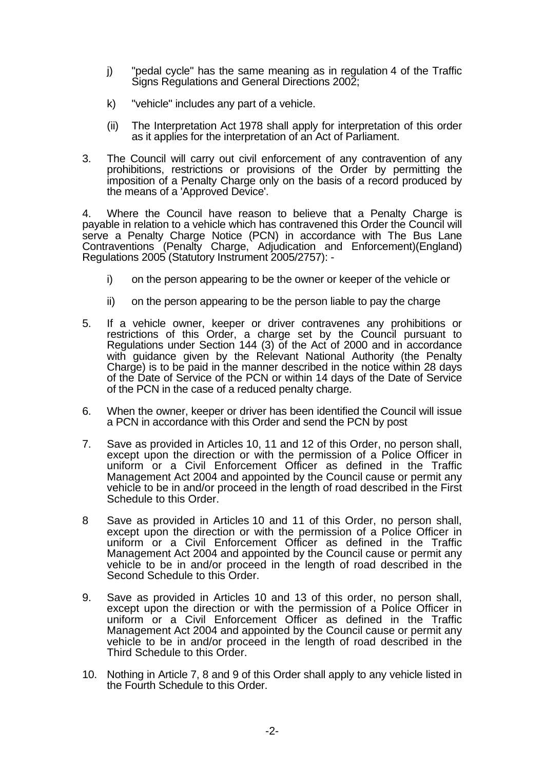j) "pedal cycle" has the same meaning as in regulation 4 of the Traffic Signs Regulations and General Directions 2002;

k) "vehicle" includes any part of a vehicle.

(ii) The Interpretation Act 1978 shall apply for interpretation of this order as it applies for the interpretation of an Act of Parliament.

3. The Council will carry out civil enforcement of any contravention of any prohibitions, restrictions or provisions of the Order by permitting the imposition of a Penalty Charge only on the basis of a record produced by the means of a 'Approved Device'.

4. Where the Council have reason to believe that a Penalty Charge is payable in relation to a vehicle which has contravened this Order the Council will serve a Penalty Charge Notice (PCN) in accordance with The Bus Lane Contraventions (Penalty Charge, Adjudication and Enforcement)(England) Regulations 2005 (Statutory Instrument 2005/2757): -

i) on the person appearing to be the owner or keeper of the vehicle or

ii) on the person appearing to be the person liable to pay the charge

5. If a vehicle owner, keeper or driver contravenes any prohibitions or restrictions of this Order, a charge set by the Council pursuant to Regulations under Section 144 (3) of the Act of 2000 and in accordance with guidance given by the Relevant National Authority (the Penalty Charge) is to be paid in the manner described in the notice within 28 days of the Date of Service of the PCN or within 14 days of the Date of Service of the PCN in the case of a reduced penalty charge.

6. When the owner, keeper or driver has been identified the Council will issue a PCN in accordance with this Order and send the PCN by post

7. Save as provided in Articles 10, 11 and 12 of this Order, no person shall, except upon the direction or with the permission of a Police Officer in uniform or a Civil Enforcement Officer as defined in the Traffic Management Act 2004 and appointed by the Council cause or permit any vehicle to be in and/or proceed in the length of road described in the First Schedule to this Order.

8 Save as provided in Articles 10 and 11 of this Order, no person shall, except upon the direction or with the permission of a Police Officer in uniform or a Civil Enforcement Officer as defined in the Traffic Management Act 2004 and appointed by the Council cause or permit any vehicle to be in and/or proceed in the length of road described in the Second Schedule to this Order.

9. Save as provided in Articles 10 and 13 of this order, no person shall, except upon the direction or with the permission of a Police Officer in uniform or a Civil Enforcement Officer as defined in the Traffic Management Act 2004 and appointed by the Council cause or permit any vehicle to be in and/or proceed in the length of road described in the Third Schedule to this Order.

10. Nothing in Article 7, 8 and 9 of this Order shall apply to any vehicle listed in the Fourth Schedule to this Order.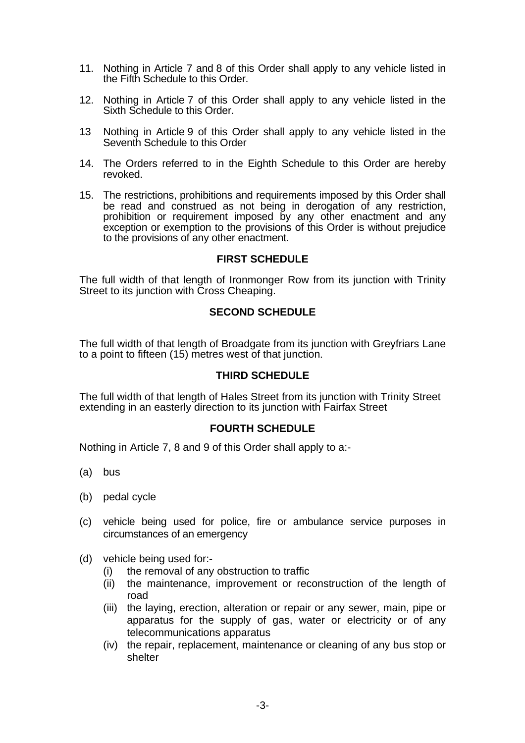11. Nothing in Article 7 and 8 of this Order shall apply to any vehicle listed in the Fifth Schedule to this Order.

12. Nothing in Article 7 of this Order shall apply to any vehicle listed in the Sixth Schedule to this Order.

13 Nothing in Article 9 of this Order shall apply to any vehicle listed in the Seventh Schedule to this Order

14. The Orders referred to in the Eighth Schedule to this Order are hereby revoked.

15. The restrictions, prohibitions and requirements imposed by this Order shall be read and construed as not being in derogation of any restriction, prohibition or requirement imposed by any other enactment and any exception or exemption to the provisions of this Order is without prejudice to the provisions of any other enactment.

## FIRST SCHEDULE

The full width of that length of Ironmonger Row from its junction with Trinity Street to its junction with Cross Cheaping.

## SECOND SCHEDULE

The full width of that length of Broadgate from its junction with Greyfriars Lane to a point to fifteen (15) metres west of that junction.

## THIRD SCHEDULE

The full width of that length of Hales Street from its junction with Trinity Street extending in an easterly direction to its junction with Fairfax Street

## FOURTH SCHEDULE

Nothing in Article 7, 8 and 9 of this Order shall apply to a:-

(a) bus

(b) pedal cycle

(c) vehicle being used for police, fire or ambulance service purposes in circumstances of an emergency

(d) vehicle being used for:-
   (i) the removal of any obstruction to traffic
   (ii) the maintenance, improvement or reconstruction of the length of road
   (iii) the laying, erection, alteration or repair or any sewer, main, pipe or apparatus for the supply of gas, water or electricity or of any telecommunications apparatus
   (iv) the repair, replacement, maintenance or cleaning of any bus stop or shelter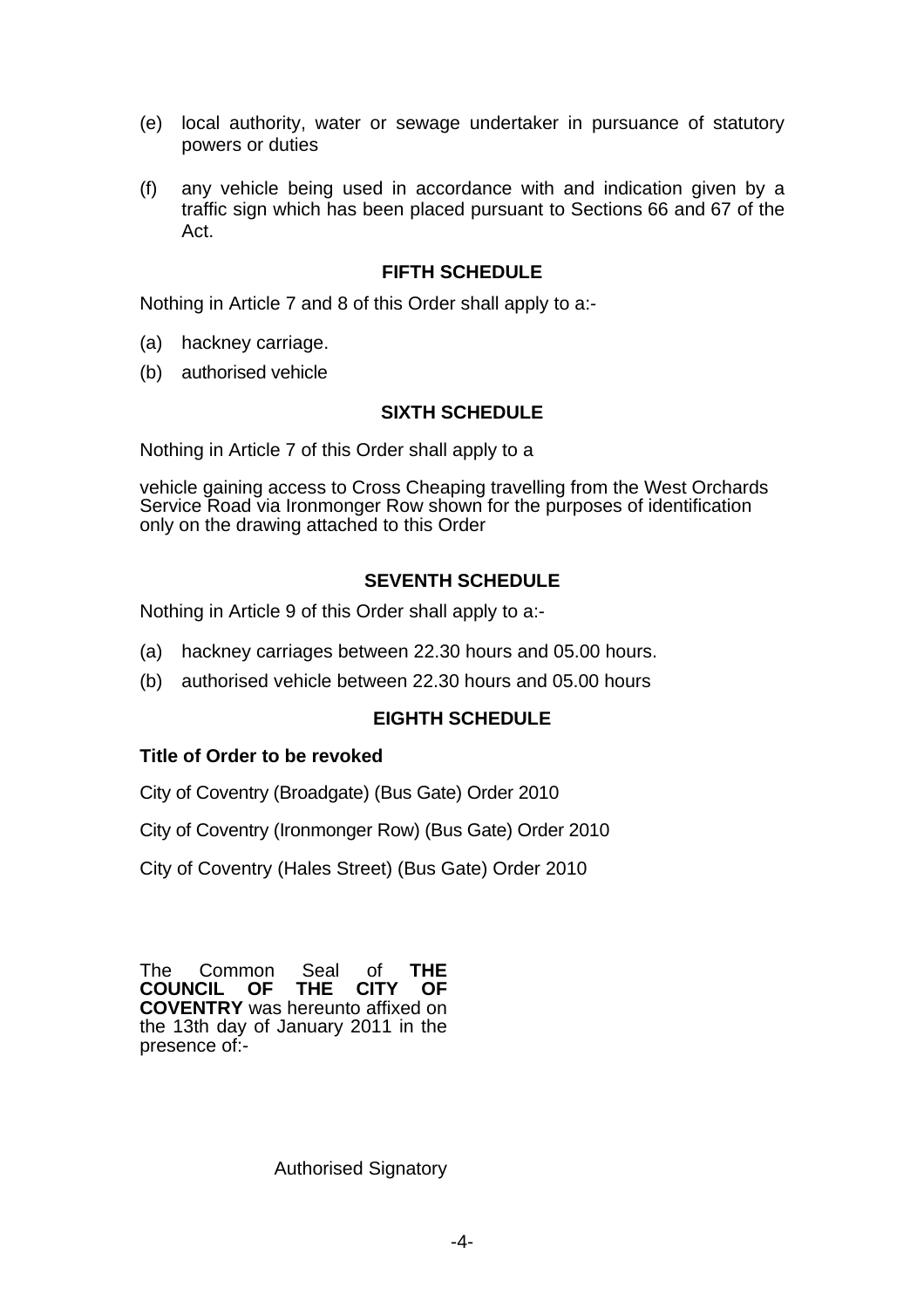(e) local authority, water or sewage undertaker in pursuance of statutory powers or duties

(f) any vehicle being used in accordance with and indication given by a traffic sign which has been placed pursuant to Sections 66 and 67 of the Act.

## FIFTH SCHEDULE

Nothing in Article 7 and 8 of this Order shall apply to a:-

(a) hackney carriage.

(b) authorised vehicle

## SIXTH SCHEDULE

Nothing in Article 7 of this Order shall apply to a

vehicle gaining access to Cross Cheaping travelling from the West Orchards Service Road via Ironmonger Row shown for the purposes of identification only on the drawing attached to this Order

## SEVENTH SCHEDULE

Nothing in Article 9 of this Order shall apply to a:-

(a) hackney carriages between 22.30 hours and 05.00 hours.

(b) authorised vehicle between 22.30 hours and 05.00 hours

## EIGHTH SCHEDULE

**Title of Order to be revoked**

City of Coventry (Broadgate) (Bus Gate) Order 2010

City of Coventry (Ironmonger Row) (Bus Gate) Order 2010

City of Coventry (Hales Street) (Bus Gate) Order 2010

The Common Seal of **THE COUNCIL OF THE CITY OF COVENTRY** was hereunto affixed on the 13th day of January 2011 in the presence of:-

Authorised Signatory